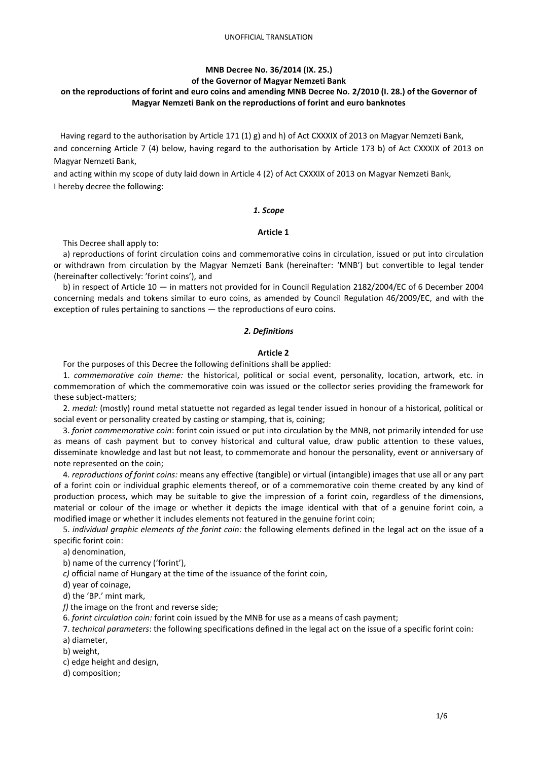UNOFFICIAL TRANSLATION

**MNB Decree No. 36/2014 (IX. 25.)**
**of the Governor of Magyar Nemzeti Bank**
**on the reproductions of forint and euro coins and amending MNB Decree No. 2/2010 (I. 28.) of the Governor of Magyar Nemzeti Bank on the reproductions of forint and euro banknotes**

Having regard to the authorisation by Article 171 (1) g) and h) of Act CXXXIX of 2013 on Magyar Nemzeti Bank, and concerning Article 7 (4) below, having regard to the authorisation by Article 173 b) of Act CXXXIX of 2013 on Magyar Nemzeti Bank,
and acting within my scope of duty laid down in Article 4 (2) of Act CXXXIX of 2013 on Magyar Nemzeti Bank,
I hereby decree the following:

### *1. Scope*

#### Article 1

This Decree shall apply to:

a) reproductions of forint circulation coins and commemorative coins in circulation, issued or put into circulation or withdrawn from circulation by the Magyar Nemzeti Bank (hereinafter: 'MNB') but convertible to legal tender (hereinafter collectively: 'forint coins'), and

b) in respect of Article 10 — in matters not provided for in Council Regulation 2182/2004/EC of 6 December 2004 concerning medals and tokens similar to euro coins, as amended by Council Regulation 46/2009/EC, and with the exception of rules pertaining to sanctions — the reproductions of euro coins.

### *2. Definitions*

#### Article 2

For the purposes of this Decree the following definitions shall be applied:

1. *commemorative coin theme:* the historical, political or social event, personality, location, artwork, etc. in commemoration of which the commemorative coin was issued or the collector series providing the framework for these subject-matters;

2. *medal:* (mostly) round metal statuette not regarded as legal tender issued in honour of a historical, political or social event or personality created by casting or stamping, that is, coining;

3. *forint commemorative coin*: forint coin issued or put into circulation by the MNB, not primarily intended for use as means of cash payment but to convey historical and cultural value, draw public attention to these values, disseminate knowledge and last but not least, to commemorate and honour the personality, event or anniversary of note represented on the coin;

4. *reproductions of forint coins:* means any effective (tangible) or virtual (intangible) images that use all or any part of a forint coin or individual graphic elements thereof, or of a commemorative coin theme created by any kind of production process, which may be suitable to give the impression of a forint coin, regardless of the dimensions, material or colour of the image or whether it depicts the image identical with that of a genuine forint coin, a modified image or whether it includes elements not featured in the genuine forint coin;

5. *individual graphic elements of the forint coin:* the following elements defined in the legal act on the issue of a specific forint coin:

a) denomination,

b) name of the currency ('forint'),

*c)* official name of Hungary at the time of the issuance of the forint coin,

d) year of coinage,

d) the 'BP.' mint mark,

*f)* the image on the front and reverse side;

6. *forint circulation coin:* forint coin issued by the MNB for use as a means of cash payment;

7. *technical parameters*: the following specifications defined in the legal act on the issue of a specific forint coin:

a) diameter,

b) weight,

c) edge height and design,

d) composition;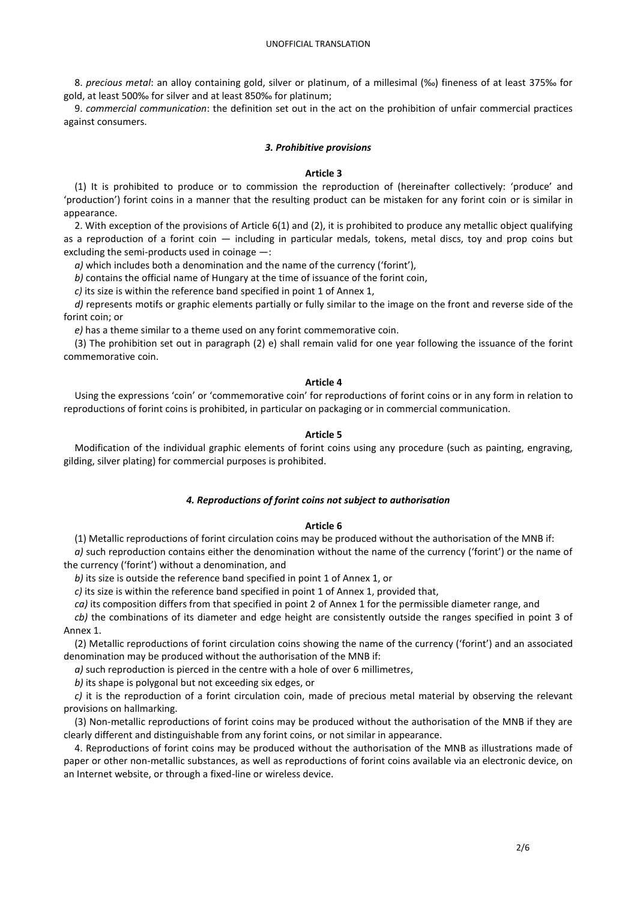8. *precious metal*: an alloy containing gold, silver or platinum, of a millesimal (‰) fineness of at least 375‰ for gold, at least 500‰ for silver and at least 850‰ for platinum;

9. *commercial communication*: the definition set out in the act on the prohibition of unfair commercial practices against consumers.

### *3. Prohibitive provisions*

**Article 3**

(1) It is prohibited to produce or to commission the reproduction of (hereinafter collectively: 'produce' and 'production') forint coins in a manner that the resulting product can be mistaken for any forint coin or is similar in appearance.

2. With exception of the provisions of Article 6(1) and (2), it is prohibited to produce any metallic object qualifying as a reproduction of a forint coin — including in particular medals, tokens, metal discs, toy and prop coins but excluding the semi-products used in coinage —:

*a)* which includes both a denomination and the name of the currency ('forint'),

*b)* contains the official name of Hungary at the time of issuance of the forint coin,

*c)* its size is within the reference band specified in point 1 of Annex 1,

*d)* represents motifs or graphic elements partially or fully similar to the image on the front and reverse side of the forint coin; or

*e)* has a theme similar to a theme used on any forint commemorative coin.

(3) The prohibition set out in paragraph (2) e) shall remain valid for one year following the issuance of the forint commemorative coin.

**Article 4**

Using the expressions 'coin' or 'commemorative coin' for reproductions of forint coins or in any form in relation to reproductions of forint coins is prohibited, in particular on packaging or in commercial communication.

**Article 5**

Modification of the individual graphic elements of forint coins using any procedure (such as painting, engraving, gilding, silver plating) for commercial purposes is prohibited.

### *4. Reproductions of forint coins not subject to authorisation*

**Article 6**

(1) Metallic reproductions of forint circulation coins may be produced without the authorisation of the MNB if:

*a)* such reproduction contains either the denomination without the name of the currency ('forint') or the name of the currency ('forint') without a denomination, and

*b)* its size is outside the reference band specified in point 1 of Annex 1, or

*c)* its size is within the reference band specified in point 1 of Annex 1, provided that,

*ca)* its composition differs from that specified in point 2 of Annex 1 for the permissible diameter range, and

*cb)* the combinations of its diameter and edge height are consistently outside the ranges specified in point 3 of Annex 1.

(2) Metallic reproductions of forint circulation coins showing the name of the currency ('forint') and an associated denomination may be produced without the authorisation of the MNB if:

*a)* such reproduction is pierced in the centre with a hole of over 6 millimetres,

*b)* its shape is polygonal but not exceeding six edges, or

*c)* it is the reproduction of a forint circulation coin, made of precious metal material by observing the relevant provisions on hallmarking.

(3) Non-metallic reproductions of forint coins may be produced without the authorisation of the MNB if they are clearly different and distinguishable from any forint coins, or not similar in appearance.

4. Reproductions of forint coins may be produced without the authorisation of the MNB as illustrations made of paper or other non-metallic substances, as well as reproductions of forint coins available via an electronic device, on an Internet website, or through a fixed-line or wireless device.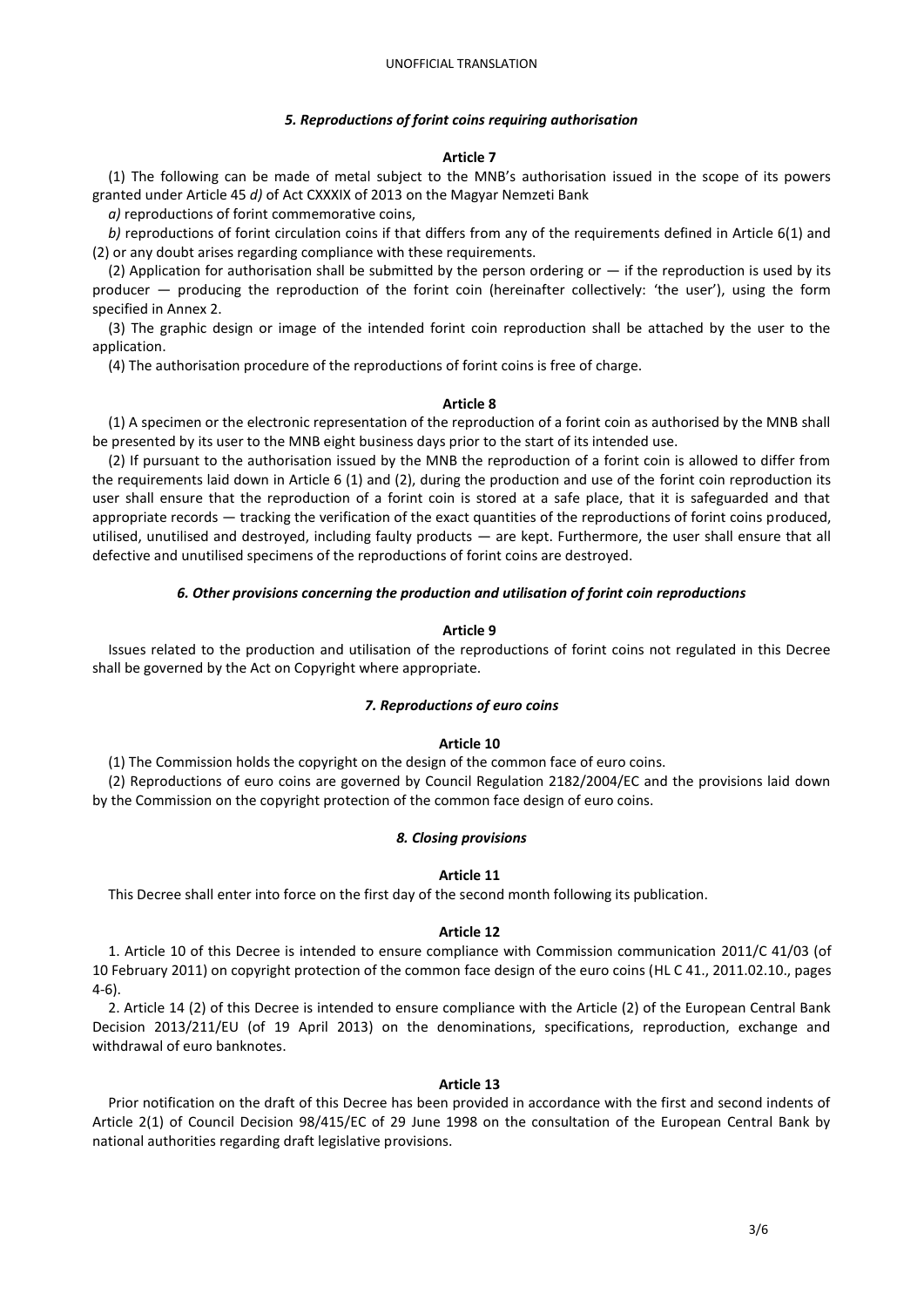### *5. Reproductions of forint coins requiring authorisation*

**Article 7**

(1) The following can be made of metal subject to the MNB's authorisation issued in the scope of its powers granted under Article 45 *d)* of Act CXXXIX of 2013 on the Magyar Nemzeti Bank

*a)* reproductions of forint commemorative coins,

*b)* reproductions of forint circulation coins if that differs from any of the requirements defined in Article 6(1) and (2) or any doubt arises regarding compliance with these requirements.

(2) Application for authorisation shall be submitted by the person ordering or — if the reproduction is used by its producer — producing the reproduction of the forint coin (hereinafter collectively: 'the user'), using the form specified in Annex 2.

(3) The graphic design or image of the intended forint coin reproduction shall be attached by the user to the application.

(4) The authorisation procedure of the reproductions of forint coins is free of charge.

**Article 8**

(1) A specimen or the electronic representation of the reproduction of a forint coin as authorised by the MNB shall be presented by its user to the MNB eight business days prior to the start of its intended use.

(2) If pursuant to the authorisation issued by the MNB the reproduction of a forint coin is allowed to differ from the requirements laid down in Article 6 (1) and (2), during the production and use of the forint coin reproduction its user shall ensure that the reproduction of a forint coin is stored at a safe place, that it is safeguarded and that appropriate records — tracking the verification of the exact quantities of the reproductions of forint coins produced, utilised, unutilised and destroyed, including faulty products — are kept. Furthermore, the user shall ensure that all defective and unutilised specimens of the reproductions of forint coins are destroyed.

### *6. Other provisions concerning the production and utilisation of forint coin reproductions*

**Article 9**

Issues related to the production and utilisation of the reproductions of forint coins not regulated in this Decree shall be governed by the Act on Copyright where appropriate.

### *7. Reproductions of euro coins*

**Article 10**

(1) The Commission holds the copyright on the design of the common face of euro coins.

(2) Reproductions of euro coins are governed by Council Regulation 2182/2004/EC and the provisions laid down by the Commission on the copyright protection of the common face design of euro coins.

### *8. Closing provisions*

**Article 11**

This Decree shall enter into force on the first day of the second month following its publication.

**Article 12**

1. Article 10 of this Decree is intended to ensure compliance with Commission communication 2011/C 41/03 (of 10 February 2011) on copyright protection of the common face design of the euro coins (HL C 41., 2011.02.10., pages 4-6).

2. Article 14 (2) of this Decree is intended to ensure compliance with the Article (2) of the European Central Bank Decision 2013/211/EU (of 19 April 2013) on the denominations, specifications, reproduction, exchange and withdrawal of euro banknotes.

**Article 13**

Prior notification on the draft of this Decree has been provided in accordance with the first and second indents of Article 2(1) of Council Decision 98/415/EC of 29 June 1998 on the consultation of the European Central Bank by national authorities regarding draft legislative provisions.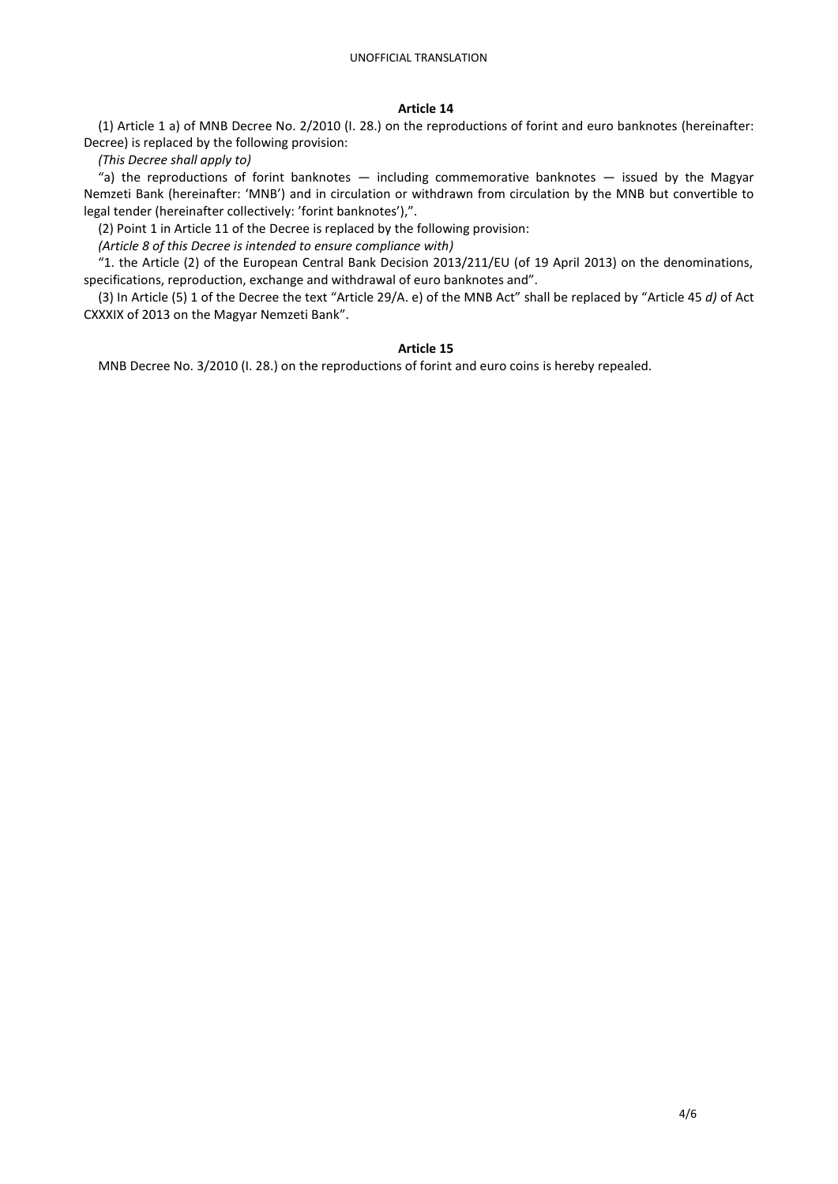### Article 14

(1) Article 1 a) of MNB Decree No. 2/2010 (I. 28.) on the reproductions of forint and euro banknotes (hereinafter: Decree) is replaced by the following provision:

*(This Decree shall apply to)*

"a) the reproductions of forint banknotes — including commemorative banknotes — issued by the Magyar Nemzeti Bank (hereinafter: 'MNB') and in circulation or withdrawn from circulation by the MNB but convertible to legal tender (hereinafter collectively: 'forint banknotes'),".

(2) Point 1 in Article 11 of the Decree is replaced by the following provision:

*(Article 8 of this Decree is intended to ensure compliance with)*

"1. the Article (2) of the European Central Bank Decision 2013/211/EU (of 19 April 2013) on the denominations, specifications, reproduction, exchange and withdrawal of euro banknotes and".

(3) In Article (5) 1 of the Decree the text "Article 29/A. e) of the MNB Act" shall be replaced by "Article 45 *d)* of Act CXXXIX of 2013 on the Magyar Nemzeti Bank".

### Article 15

MNB Decree No. 3/2010 (I. 28.) on the reproductions of forint and euro coins is hereby repealed.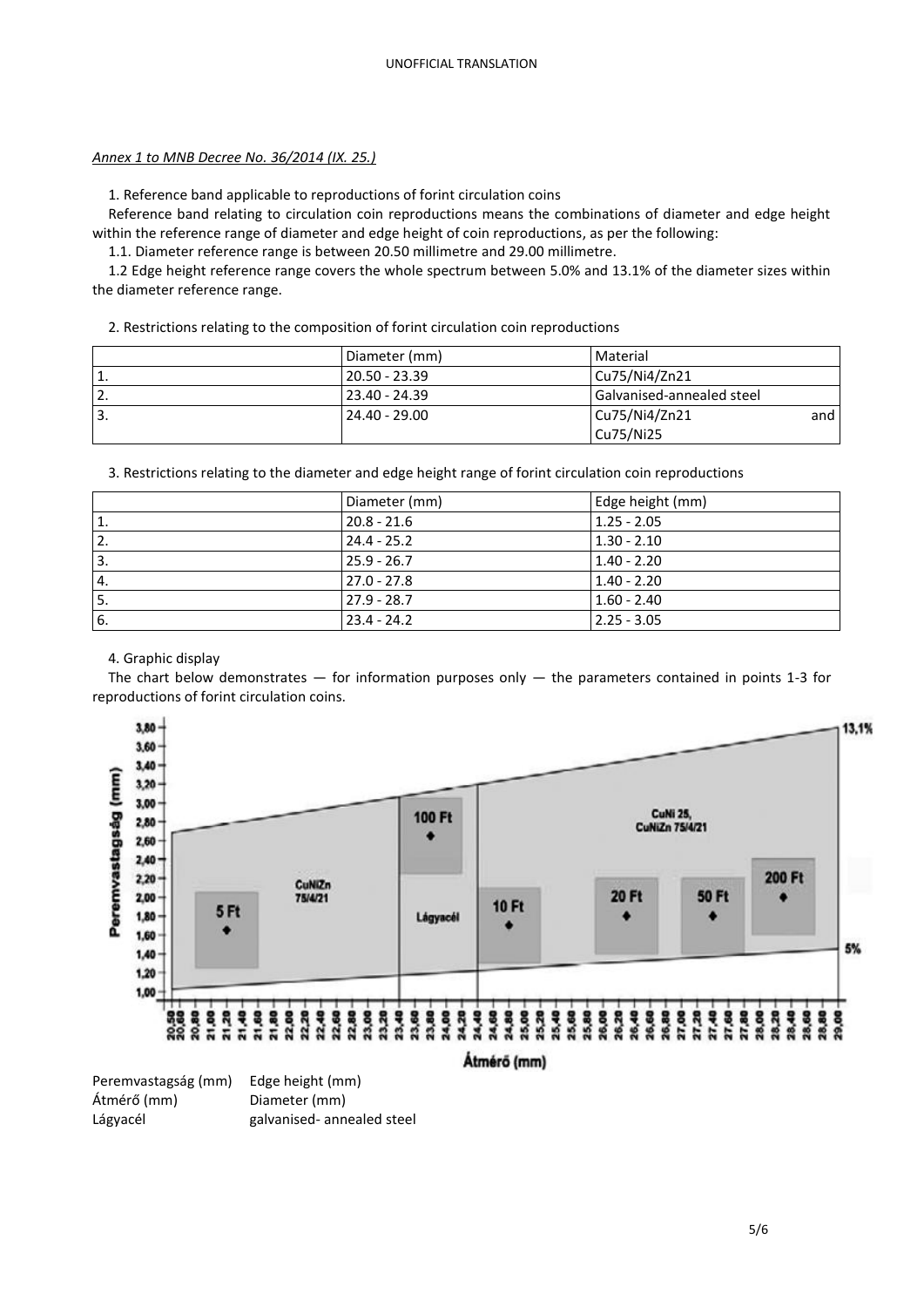UNOFFICIAL TRANSLATION

*Annex 1 to MNB Decree No. 36/2014 (IX. 25.)*

1. Reference band applicable to reproductions of forint circulation coins

Reference band relating to circulation coin reproductions means the combinations of diameter and edge height within the reference range of diameter and edge height of coin reproductions, as per the following:

1.1. Diameter reference range is between 20.50 millimetre and 29.00 millimetre.

1.2 Edge height reference range covers the whole spectrum between 5.0% and 13.1% of the diameter sizes within the diameter reference range.

2. Restrictions relating to the composition of forint circulation coin reproductions

| | Diameter (mm) | Material |
|---|---|---|
| 1. | 20.50 - 23.39 | Cu75/Ni4/Zn21 |
| 2. | 23.40 - 24.39 | Galvanised-annealed steel |
| 3. | 24.40 - 29.00 | Cu75/Ni4/Zn21 and Cu75/Ni25 |

3. Restrictions relating to the diameter and edge height range of forint circulation coin reproductions

| | Diameter (mm) | Edge height (mm) |
|---|---|---|
| 1. | 20.8 - 21.6 | 1.25 - 2.05 |
| 2. | 24.4 - 25.2 | 1.30 - 2.10 |
| 3. | 25.9 - 26.7 | 1.40 - 2.20 |
| 4. | 27.0 - 27.8 | 1.40 - 2.20 |
| 5. | 27.9 - 28.7 | 1.60 - 2.40 |
| 6. | 23.4 - 24.2 | 2.25 - 3.05 |

4. Graphic display

The chart below demonstrates — for information purposes only — the parameters contained in points 1-3 for reproductions of forint circulation coins.

Peremvastagság (mm) Edge height (mm)
Átmérő (mm) Diameter (mm)
Lágyacél galvanised- annealed steel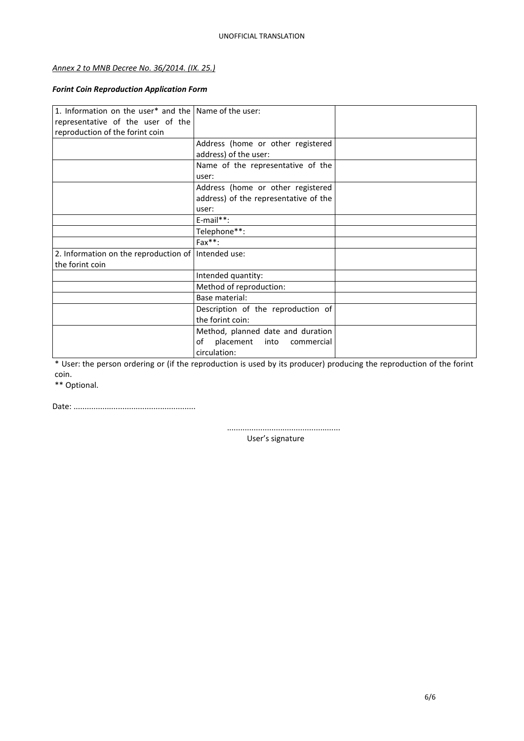UNOFFICIAL TRANSLATION

*Annex 2 to MNB Decree No. 36/2014. (IX. 25.)*

***Forint Coin Reproduction Application Form***

| | | |
|---|---|---|
| 1. Information on the user* and the representative of the user of the reproduction of the forint coin | Name of the user: | |
| | Address (home or other registered address) of the user: | |
| | Name of the representative of the user: | |
| | Address (home or other registered address) of the representative of the user: | |
| | E-mail**: | |
| | Telephone**: | |
| | Fax**: | |
| 2. Information on the reproduction of the forint coin | Intended use: | |
| | Intended quantity: | |
| | Method of reproduction: | |
| | Base material: | |
| | Description of the reproduction of the forint coin: | |
| | Method, planned date and duration of placement into commercial circulation: | |

* User: the person ordering or (if the reproduction is used by its producer) producing the reproduction of the forint coin.

** Optional.

Date: ......................................................

..................................................

User's signature